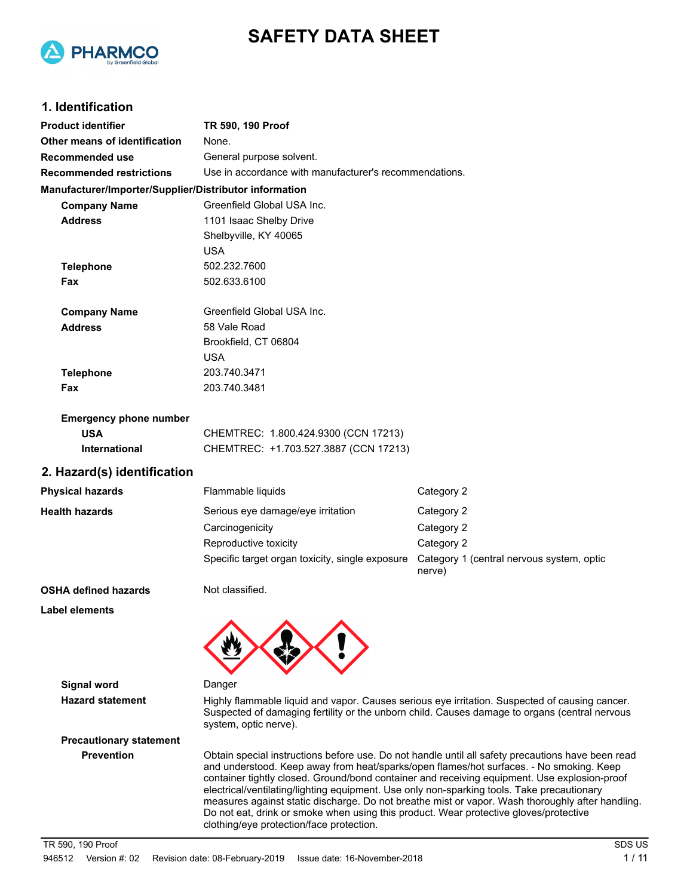# SAFETY DATA SHEET

PHARMCO by Greenfield Global

## 1. Identification

| | |
|---|---|
| **Product identifier** | **TR 590, 190 Proof** |
| **Other means of identification** | None. |
| **Recommended use** | General purpose solvent. |
| **Recommended restrictions** | Use in accordance with manufacturer's recommendations. |

**Manufacturer/Importer/Supplier/Distributor information**

| | |
|---|---|
| **Company Name** | Greenfield Global USA Inc. |
| **Address** | 1101 Isaac Shelby Drive<br>Shelbyville, KY 40065<br>USA |
| **Telephone** | 502.232.7600 |
| **Fax** | 502.633.6100 |

| | |
|---|---|
| **Company Name** | Greenfield Global USA Inc. |
| **Address** | 58 Vale Road<br>Brookfield, CT 06804<br>USA |
| **Telephone** | 203.740.3471 |
| **Fax** | 203.740.3481 |

**Emergency phone number**

| | |
|---|---|
| **USA** | CHEMTREC: 1.800.424.9300 (CCN 17213) |
| **International** | CHEMTREC: +1.703.527.3887 (CCN 17213) |

## 2. Hazard(s) identification

| | | |
|---|---|---|
| **Physical hazards** | Flammable liquids | Category 2 |
| **Health hazards** | Serious eye damage/eye irritation | Category 2 |
| | Carcinogenicity | Category 2 |
| | Reproductive toxicity | Category 2 |
| | Specific target organ toxicity, single exposure | Category 1 (central nervous system, optic nerve) |
| **OSHA defined hazards** | Not classified. | |

**Label elements**

**Signal word** Danger

**Hazard statement** Highly flammable liquid and vapor. Causes serious eye irritation. Suspected of causing cancer. Suspected of damaging fertility or the unborn child. Causes damage to organs (central nervous system, optic nerve).

**Precautionary statement**

**Prevention** Obtain special instructions before use. Do not handle until all safety precautions have been read and understood. Keep away from heat/sparks/open flames/hot surfaces. - No smoking. Keep container tightly closed. Ground/bond container and receiving equipment. Use explosion-proof electrical/ventilating/lighting equipment. Use only non-sparking tools. Take precautionary measures against static discharge. Do not breathe mist or vapor. Wash thoroughly after handling. Do not eat, drink or smoke when using this product. Wear protective gloves/protective clothing/eye protection/face protection.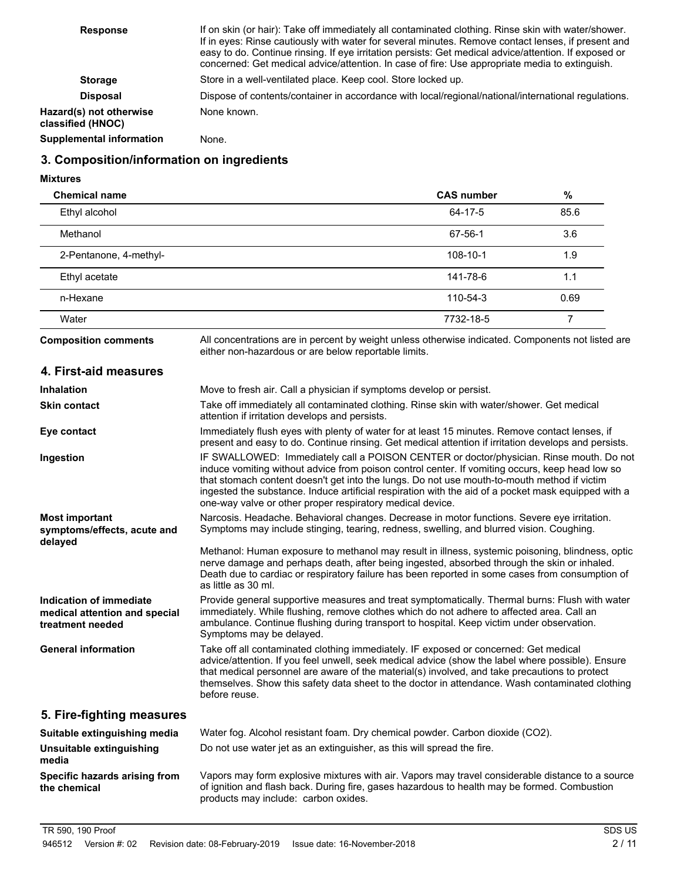| | |
|---|---|
| **Response** | If on skin (or hair): Take off immediately all contaminated clothing. Rinse skin with water/shower. If in eyes: Rinse cautiously with water for several minutes. Remove contact lenses, if present and easy to do. Continue rinsing. If eye irritation persists: Get medical advice/attention. If exposed or concerned: Get medical advice/attention. In case of fire: Use appropriate media to extinguish. |
| **Storage** | Store in a well-ventilated place. Keep cool. Store locked up. |
| **Disposal** | Dispose of contents/container in accordance with local/regional/national/international regulations. |
| **Hazard(s) not otherwise classified (HNOC)** | None known. |
| **Supplemental information** | None. |

## 3. Composition/information on ingredients

**Mixtures**

| Chemical name | CAS number | % |
|---|---|---|
| Ethyl alcohol | 64-17-5 | 85.6 |
| Methanol | 67-56-1 | 3.6 |
| 2-Pentanone, 4-methyl- | 108-10-1 | 1.9 |
| Ethyl acetate | 141-78-6 | 1.1 |
| n-Hexane | 110-54-3 | 0.69 |
| Water | 7732-18-5 | 7 |

**Composition comments** All concentrations are in percent by weight unless otherwise indicated. Components not listed are either non-hazardous or are below reportable limits.

## 4. First-aid measures

| | |
|---|---|
| **Inhalation** | Move to fresh air. Call a physician if symptoms develop or persist. |
| **Skin contact** | Take off immediately all contaminated clothing. Rinse skin with water/shower. Get medical attention if irritation develops and persists. |
| **Eye contact** | Immediately flush eyes with plenty of water for at least 15 minutes. Remove contact lenses, if present and easy to do. Continue rinsing. Get medical attention if irritation develops and persists. |
| **Ingestion** | IF SWALLOWED: Immediately call a POISON CENTER or doctor/physician. Rinse mouth. Do not induce vomiting without advice from poison control center. If vomiting occurs, keep head low so that stomach content doesn't get into the lungs. Do not use mouth-to-mouth method if victim ingested the substance. Induce artificial respiration with the aid of a pocket mask equipped with a one-way valve or other proper respiratory medical device. |
| **Most important symptoms/effects, acute and delayed** | Narcosis. Headache. Behavioral changes. Decrease in motor functions. Severe eye irritation. Symptoms may include stinging, tearing, redness, swelling, and blurred vision. Coughing.<br><br>Methanol: Human exposure to methanol may result in illness, systemic poisoning, blindness, optic nerve damage and perhaps death, after being ingested, absorbed through the skin or inhaled. Death due to cardiac or respiratory failure has been reported in some cases from consumption of as little as 30 ml. |
| **Indication of immediate medical attention and special treatment needed** | Provide general supportive measures and treat symptomatically. Thermal burns: Flush with water immediately. While flushing, remove clothes which do not adhere to affected area. Call an ambulance. Continue flushing during transport to hospital. Keep victim under observation. Symptoms may be delayed. |
| **General information** | Take off all contaminated clothing immediately. IF exposed or concerned: Get medical advice/attention. If you feel unwell, seek medical advice (show the label where possible). Ensure that medical personnel are aware of the material(s) involved, and take precautions to protect themselves. Show this safety data sheet to the doctor in attendance. Wash contaminated clothing before reuse. |

## 5. Fire-fighting measures

| | |
|---|---|
| **Suitable extinguishing media** | Water fog. Alcohol resistant foam. Dry chemical powder. Carbon dioxide ($CO_2$). |
| **Unsuitable extinguishing media** | Do not use water jet as an extinguisher, as this will spread the fire. |
| **Specific hazards arising from the chemical** | Vapors may form explosive mixtures with air. Vapors may travel considerable distance to a source of ignition and flash back. During fire, gases hazardous to health may be formed. Combustion products may include: carbon oxides. |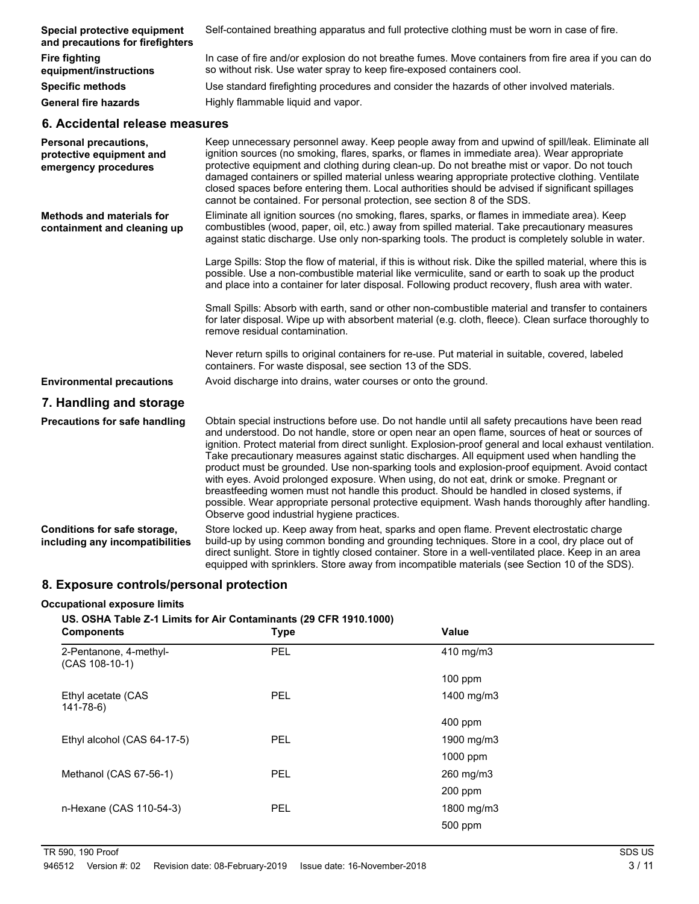| | |
|---|---|
| **Special protective equipment and precautions for firefighters** | Self-contained breathing apparatus and full protective clothing must be worn in case of fire. |
| **Fire fighting equipment/instructions** | In case of fire and/or explosion do not breathe fumes. Move containers from fire area if you can do so without risk. Use water spray to keep fire-exposed containers cool. |
| **Specific methods** | Use standard firefighting procedures and consider the hazards of other involved materials. |
| **General fire hazards** | Highly flammable liquid and vapor. |

## 6. Accidental release measures

**Personal precautions, protective equipment and emergency procedures**

Keep unnecessary personnel away. Keep people away from and upwind of spill/leak. Eliminate all ignition sources (no smoking, flares, sparks, or flames in immediate area). Wear appropriate protective equipment and clothing during clean-up. Do not breathe mist or vapor. Do not touch damaged containers or spilled material unless wearing appropriate protective clothing. Ventilate closed spaces before entering them. Local authorities should be advised if significant spillages cannot be contained. For personal protection, see section 8 of the SDS.

**Methods and materials for containment and cleaning up**

Eliminate all ignition sources (no smoking, flares, sparks, or flames in immediate area). Keep combustibles (wood, paper, oil, etc.) away from spilled material. Take precautionary measures against static discharge. Use only non-sparking tools. The product is completely soluble in water.

Large Spills: Stop the flow of material, if this is without risk. Dike the spilled material, where this is possible. Use a non-combustible material like vermiculite, sand or earth to soak up the product and place into a container for later disposal. Following product recovery, flush area with water.

Small Spills: Absorb with earth, sand or other non-combustible material and transfer to containers for later disposal. Wipe up with absorbent material (e.g. cloth, fleece). Clean surface thoroughly to remove residual contamination.

Never return spills to original containers for re-use. Put material in suitable, covered, labeled containers. For waste disposal, see section 13 of the SDS.

**Environmental precautions**

Avoid discharge into drains, water courses or onto the ground.

## 7. Handling and storage

**Precautions for safe handling**

Obtain special instructions before use. Do not handle until all safety precautions have been read and understood. Do not handle, store or open near an open flame, sources of heat or sources of ignition. Protect material from direct sunlight. Explosion-proof general and local exhaust ventilation. Take precautionary measures against static discharges. All equipment used when handling the product must be grounded. Use non-sparking tools and explosion-proof equipment. Avoid contact with eyes. Avoid prolonged exposure. When using, do not eat, drink or smoke. Pregnant or breastfeeding women must not handle this product. Should be handled in closed systems, if possible. Wear appropriate personal protective equipment. Wash hands thoroughly after handling. Observe good industrial hygiene practices.

**Conditions for safe storage, including any incompatibilities**

Store locked up. Keep away from heat, sparks and open flame. Prevent electrostatic charge build-up by using common bonding and grounding techniques. Store in a cool, dry place out of direct sunlight. Store in tightly closed container. Store in a well-ventilated place. Keep in an area equipped with sprinklers. Store away from incompatible materials (see Section 10 of the SDS).

## 8. Exposure controls/personal protection

### Occupational exposure limits

**US. OSHA Table Z-1 Limits for Air Contaminants (29 CFR 1910.1000)**

| Components | Type | Value |
|---|---|---|
| 2-Pentanone, 4-methyl- (CAS 108-10-1) | PEL | 410 mg/m3 |
| | | 100 ppm |
| Ethyl acetate (CAS 141-78-6) | PEL | 1400 mg/m3 |
| | | 400 ppm |
| Ethyl alcohol (CAS 64-17-5) | PEL | 1900 mg/m3 |
| | | 1000 ppm |
| Methanol (CAS 67-56-1) | PEL | 260 mg/m3 |
| | | 200 ppm |
| n-Hexane (CAS 110-54-3) | PEL | 1800 mg/m3 |
| | | 500 ppm |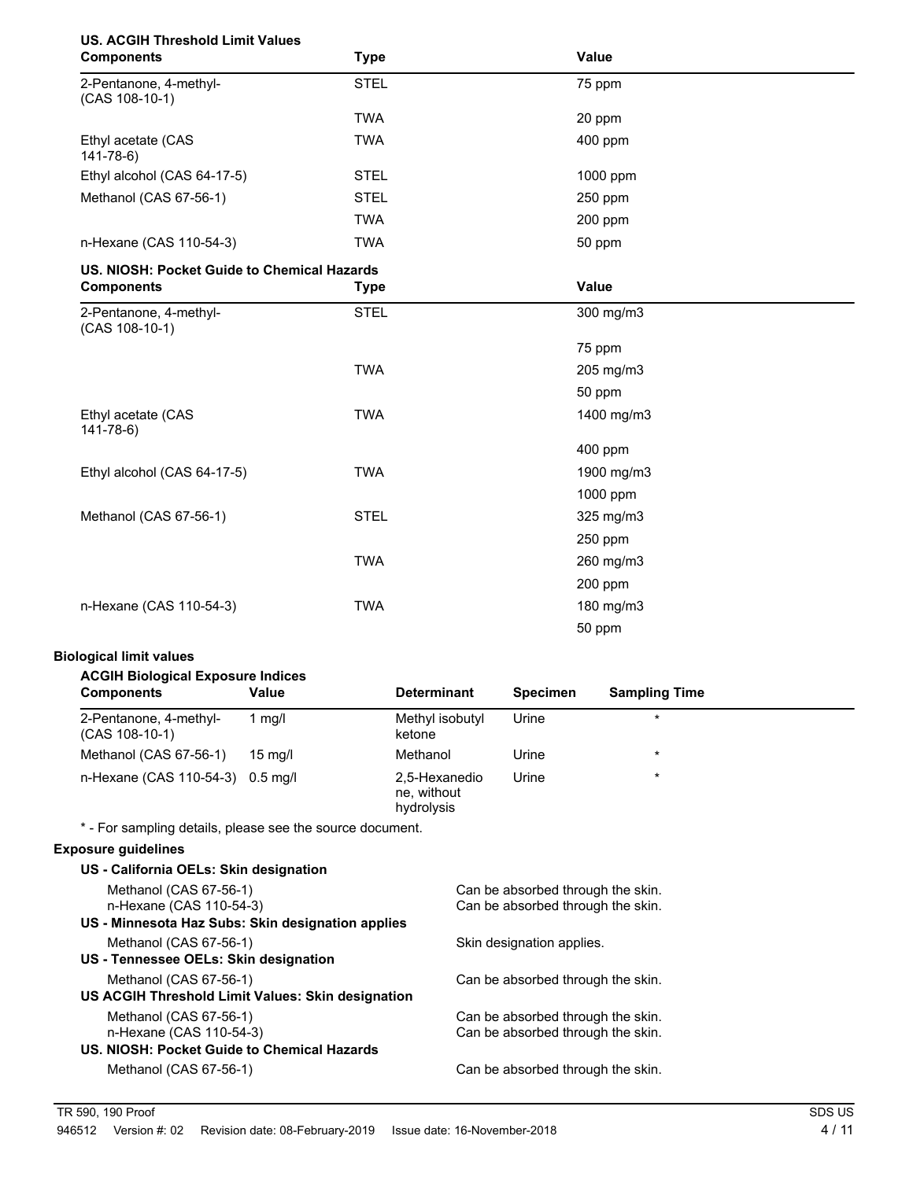**US. ACGIH Threshold Limit Values**

| Components | Type | Value |
|---|---|---|
| 2-Pentanone, 4-methyl- (CAS 108-10-1) | STEL | 75 ppm |
| | TWA | 20 ppm |
| Ethyl acetate (CAS 141-78-6) | TWA | 400 ppm |
| Ethyl alcohol (CAS 64-17-5) | STEL | 1000 ppm |
| Methanol (CAS 67-56-1) | STEL | 250 ppm |
| | TWA | 200 ppm |
| n-Hexane (CAS 110-54-3) | TWA | 50 ppm |

**US. NIOSH: Pocket Guide to Chemical Hazards**

| Components | Type | Value |
|---|---|---|
| 2-Pentanone, 4-methyl- (CAS 108-10-1) | STEL | 300 mg/m3 |
| | | 75 ppm |
| | TWA | 205 mg/m3 |
| | | 50 ppm |
| Ethyl acetate (CAS 141-78-6) | TWA | 1400 mg/m3 |
| | | 400 ppm |
| Ethyl alcohol (CAS 64-17-5) | TWA | 1900 mg/m3 |
| | | 1000 ppm |
| Methanol (CAS 67-56-1) | STEL | 325 mg/m3 |
| | | 250 ppm |
| | TWA | 260 mg/m3 |
| | | 200 ppm |
| n-Hexane (CAS 110-54-3) | TWA | 180 mg/m3 |
| | | 50 ppm |

**Biological limit values**

**ACGIH Biological Exposure Indices**

| Components | Value | Determinant | Specimen | Sampling Time |
|---|---|---|---|---|
| 2-Pentanone, 4-methyl- (CAS 108-10-1) | 1 mg/l | Methyl isobutyl ketone | Urine | * |
| Methanol (CAS 67-56-1) | 15 mg/l | Methanol | Urine | * |
| n-Hexane (CAS 110-54-3) | 0.5 mg/l | 2,5-Hexanedione, without hydrolysis | Urine | * |

* - For sampling details, please see the source document.

**Exposure guidelines**

**US - California OELs: Skin designation**

| | |
|---|---|
| Methanol (CAS 67-56-1) | Can be absorbed through the skin. |
| n-Hexane (CAS 110-54-3) | Can be absorbed through the skin. |

**US - Minnesota Haz Subs: Skin designation applies**

| | |
|---|---|
| Methanol (CAS 67-56-1) | Skin designation applies. |

**US - Tennessee OELs: Skin designation**

| | |
|---|---|
| Methanol (CAS 67-56-1) | Can be absorbed through the skin. |

**US ACGIH Threshold Limit Values: Skin designation**

| | |
|---|---|
| Methanol (CAS 67-56-1) | Can be absorbed through the skin. |
| n-Hexane (CAS 110-54-3) | Can be absorbed through the skin. |

**US. NIOSH: Pocket Guide to Chemical Hazards**

| | |
|---|---|
| Methanol (CAS 67-56-1) | Can be absorbed through the skin. |

TR 590, 190 Proof
946512 Version #: 02 Revision date: 08-February-2019 Issue date: 16-November-2018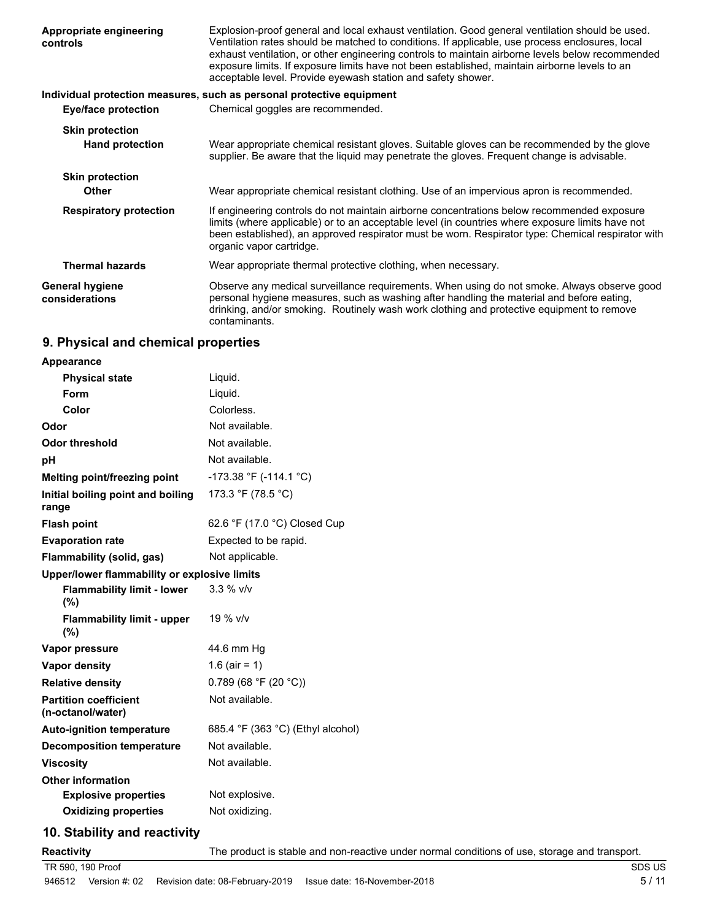| | |
|---|---|
| **Appropriate engineering controls** | Explosion-proof general and local exhaust ventilation. Good general ventilation should be used. Ventilation rates should be matched to conditions. If applicable, use process enclosures, local exhaust ventilation, or other engineering controls to maintain airborne levels below recommended exposure limits. If exposure limits have not been established, maintain airborne levels to an acceptable level. Provide eyewash station and safety shower. |

**Individual protection measures, such as personal protective equipment**

| | |
|---|---|
| **Eye/face protection** | Chemical goggles are recommended. |
| **Skin protection** | |
| **Hand protection** | Wear appropriate chemical resistant gloves. Suitable gloves can be recommended by the glove supplier. Be aware that the liquid may penetrate the gloves. Frequent change is advisable. |
| **Skin protection** | |
| **Other** | Wear appropriate chemical resistant clothing. Use of an impervious apron is recommended. |
| **Respiratory protection** | If engineering controls do not maintain airborne concentrations below recommended exposure limits (where applicable) or to an acceptable level (in countries where exposure limits have not been established), an approved respirator must be worn. Respirator type: Chemical respirator with organic vapor cartridge. |
| **Thermal hazards** | Wear appropriate thermal protective clothing, when necessary. |
| **General hygiene considerations** | Observe any medical surveillance requirements. When using do not smoke. Always observe good personal hygiene measures, such as washing after handling the material and before eating, drinking, and/or smoking. Routinely wash work clothing and protective equipment to remove contaminants. |

## 9. Physical and chemical properties

| | |
|---|---|
| **Appearance** | |
| **Physical state** | Liquid. |
| **Form** | Liquid. |
| **Color** | Colorless. |
| **Odor** | Not available. |
| **Odor threshold** | Not available. |
| **pH** | Not available. |
| **Melting point/freezing point** | -173.38 °F (-114.1 °C) |
| **Initial boiling point and boiling range** | 173.3 °F (78.5 °C) |
| **Flash point** | 62.6 °F (17.0 °C) Closed Cup |
| **Evaporation rate** | Expected to be rapid. |
| **Flammability (solid, gas)** | Not applicable. |
| **Upper/lower flammability or explosive limits** | |
| **Flammability limit - lower (%)** | 3.3 % v/v |
| **Flammability limit - upper (%)** | 19 % v/v |
| **Vapor pressure** | 44.6 mm Hg |
| **Vapor density** | 1.6 (air = 1) |
| **Relative density** | 0.789 (68 °F (20 °C)) |
| **Partition coefficient (n-octanol/water)** | Not available. |
| **Auto-ignition temperature** | 685.4 °F (363 °C) (Ethyl alcohol) |
| **Decomposition temperature** | Not available. |
| **Viscosity** | Not available. |
| **Other information** | |
| **Explosive properties** | Not explosive. |
| **Oxidizing properties** | Not oxidizing. |

## 10. Stability and reactivity

| | |
|---|---|
| **Reactivity** | The product is stable and non-reactive under normal conditions of use, storage and transport. |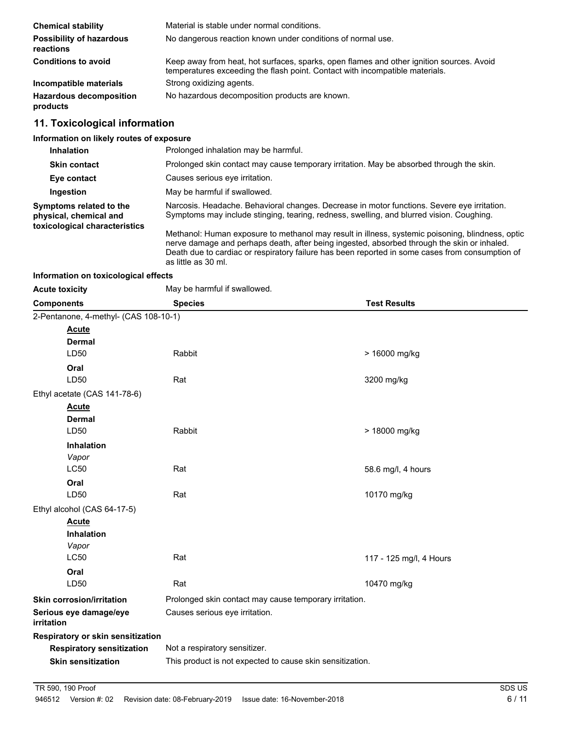| | |
|---|---|
| **Chemical stability** | Material is stable under normal conditions. |
| **Possibility of hazardous reactions** | No dangerous reaction known under conditions of normal use. |
| **Conditions to avoid** | Keep away from heat, hot surfaces, sparks, open flames and other ignition sources. Avoid temperatures exceeding the flash point. Contact with incompatible materials. |
| **Incompatible materials** | Strong oxidizing agents. |
| **Hazardous decomposition products** | No hazardous decomposition products are known. |

## 11. Toxicological information

**Information on likely routes of exposure**

| | |
|---|---|
| **Inhalation** | Prolonged inhalation may be harmful. |
| **Skin contact** | Prolonged skin contact may cause temporary irritation. May be absorbed through the skin. |
| **Eye contact** | Causes serious eye irritation. |
| **Ingestion** | May be harmful if swallowed. |
| **Symptoms related to the physical, chemical and toxicological characteristics** | Narcosis. Headache. Behavioral changes. Decrease in motor functions. Severe eye irritation. Symptoms may include stinging, tearing, redness, swelling, and blurred vision. Coughing.<br><br>Methanol: Human exposure to methanol may result in illness, systemic poisoning, blindness, optic nerve damage and perhaps death, after being ingested, absorbed through the skin or inhaled. Death due to cardiac or respiratory failure has been reported in some cases from consumption of as little as 30 ml. |

**Information on toxicological effects**

**Acute toxicity** May be harmful if swallowed.

| Components | Species | Test Results |
|---|---|---|
| 2-Pentanone, 4-methyl- (CAS 108-10-1) | | |
| **Acute** | | |
| **Dermal** | | |
| LD50 | Rabbit | > 16000 mg/kg |
| **Oral** | | |
| LD50 | Rat | 3200 mg/kg |
| Ethyl acetate (CAS 141-78-6) | | |
| **Acute** | | |
| **Dermal** | | |
| LD50 | Rabbit | > 18000 mg/kg |
| **Inhalation** | | |
| *Vapor* | | |
| LC50 | Rat | 58.6 mg/l, 4 hours |
| **Oral** | | |
| LD50 | Rat | 10170 mg/kg |
| Ethyl alcohol (CAS 64-17-5) | | |
| **Acute** | | |
| **Inhalation** | | |
| *Vapor* | | |
| LC50 | Rat | 117 - 125 mg/l, 4 Hours |
| **Oral** | | |
| LD50 | Rat | 10470 mg/kg |

| | |
|---|---|
| **Skin corrosion/irritation** | Prolonged skin contact may cause temporary irritation. |
| **Serious eye damage/eye irritation** | Causes serious eye irritation. |

**Respiratory or skin sensitization**

| | |
|---|---|
| **Respiratory sensitization** | Not a respiratory sensitizer. |
| **Skin sensitization** | This product is not expected to cause skin sensitization. |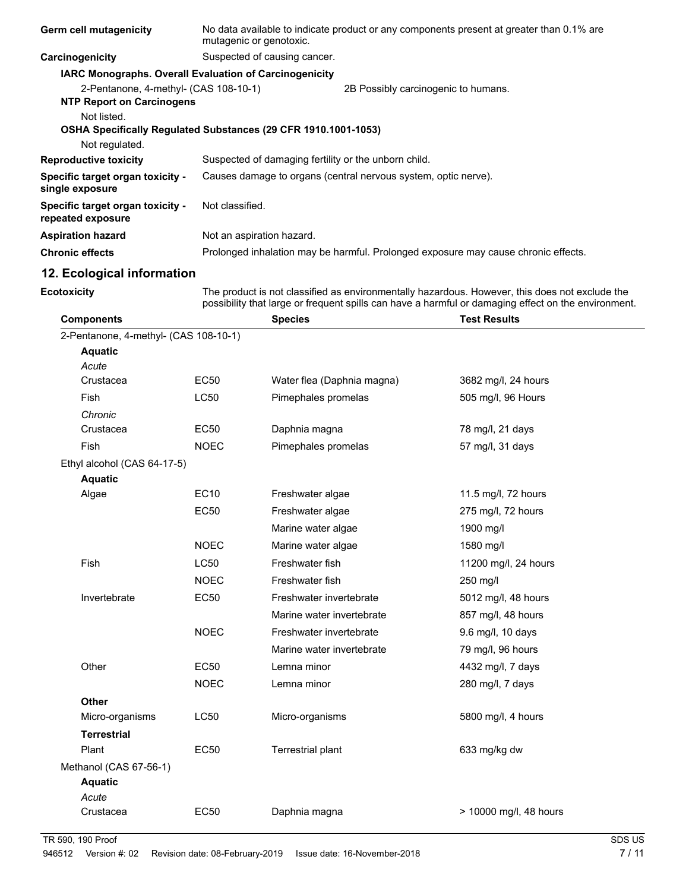| | |
|---|---|
| **Germ cell mutagenicity** | No data available to indicate product or any components present at greater than 0.1% are mutagenic or genotoxic. |
| **Carcinogenicity** | Suspected of causing cancer. |

**IARC Monographs. Overall Evaluation of Carcinogenicity**

2-Pentanone, 4-methyl- (CAS 108-10-1) 2B Possibly carcinogenic to humans.

**NTP Report on Carcinogens**

Not listed.

**OSHA Specifically Regulated Substances (29 CFR 1910.1001-1053)**

Not regulated.

| | |
|---|---|
| **Reproductive toxicity** | Suspected of damaging fertility or the unborn child. |
| **Specific target organ toxicity - single exposure** | Causes damage to organs (central nervous system, optic nerve). |
| **Specific target organ toxicity - repeated exposure** | Not classified. |
| **Aspiration hazard** | Not an aspiration hazard. |
| **Chronic effects** | Prolonged inhalation may be harmful. Prolonged exposure may cause chronic effects. |

## 12. Ecological information

**Ecotoxicity** The product is not classified as environmentally hazardous. However, this does not exclude the possibility that large or frequent spills can have a harmful or damaging effect on the environment.

| Components | | Species | Test Results |
|---|---|---|---|
| 2-Pentanone, 4-methyl- (CAS 108-10-1) | | | |
| **Aquatic** | | | |
| *Acute* | | | |
| Crustacea | EC50 | Water flea (Daphnia magna) | 3682 mg/l, 24 hours |
| Fish | LC50 | Pimephales promelas | 505 mg/l, 96 Hours |
| *Chronic* | | | |
| Crustacea | EC50 | Daphnia magna | 78 mg/l, 21 days |
| Fish | NOEC | Pimephales promelas | 57 mg/l, 31 days |
| Ethyl alcohol (CAS 64-17-5) | | | |
| **Aquatic** | | | |
| Algae | EC10 | Freshwater algae | 11.5 mg/l, 72 hours |
| | EC50 | Freshwater algae | 275 mg/l, 72 hours |
| | | Marine water algae | 1900 mg/l |
| | NOEC | Marine water algae | 1580 mg/l |
| Fish | LC50 | Freshwater fish | 11200 mg/l, 24 hours |
| | NOEC | Freshwater fish | 250 mg/l |
| Invertebrate | EC50 | Freshwater invertebrate | 5012 mg/l, 48 hours |
| | | Marine water invertebrate | 857 mg/l, 48 hours |
| | NOEC | Freshwater invertebrate | 9.6 mg/l, 10 days |
| | | Marine water invertebrate | 79 mg/l, 96 hours |
| Other | EC50 | Lemna minor | 4432 mg/l, 7 days |
| | NOEC | Lemna minor | 280 mg/l, 7 days |
| **Other** | | | |
| Micro-organisms | LC50 | Micro-organisms | 5800 mg/l, 4 hours |
| **Terrestrial** | | | |
| Plant | EC50 | Terrestrial plant | 633 mg/kg dw |
| Methanol (CAS 67-56-1) | | | |
| **Aquatic** | | | |
| *Acute* | | | |
| Crustacea | EC50 | Daphnia magna | > 10000 mg/l, 48 hours |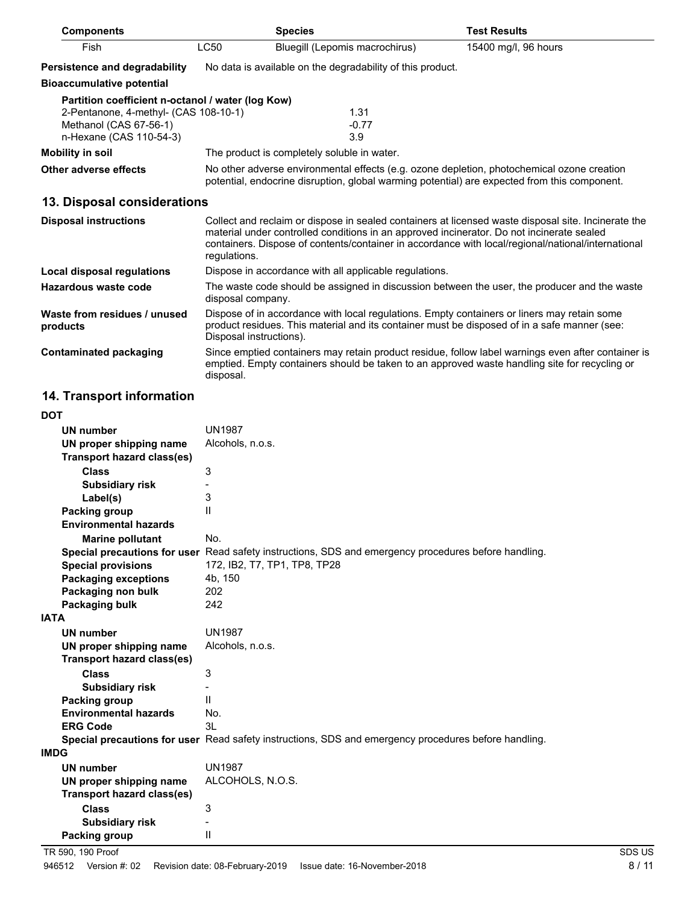| Components | | Species | Test Results |
|---|---|---|---|
| Fish | LC50 | Bluegill (Lepomis macrochirus) | 15400 mg/l, 96 hours |

**Persistence and degradability** No data is available on the degradability of this product.

**Bioaccumulative potential**

**Partition coefficient n-octanol / water (log Kow)**

| | |
|---|---|
| 2-Pentanone, 4-methyl- (CAS 108-10-1) | 1.31 |
| Methanol (CAS 67-56-1) | -0.77 |
| n-Hexane (CAS 110-54-3) | 3.9 |

**Mobility in soil** The product is completely soluble in water.

**Other adverse effects** No other adverse environmental effects (e.g. ozone depletion, photochemical ozone creation potential, endocrine disruption, global warming potential) are expected from this component.

## 13. Disposal considerations

**Disposal instructions** Collect and reclaim or dispose in sealed containers at licensed waste disposal site. Incinerate the material under controlled conditions in an approved incinerator. Do not incinerate sealed containers. Dispose of contents/container in accordance with local/regional/national/international regulations.

**Local disposal regulations** Dispose in accordance with all applicable regulations.

**Hazardous waste code** The waste code should be assigned in discussion between the user, the producer and the waste disposal company.

**Waste from residues / unused products** Dispose of in accordance with local regulations. Empty containers or liners may retain some product residues. This material and its container must be disposed of in a safe manner (see: Disposal instructions).

**Contaminated packaging** Since emptied containers may retain product residue, follow label warnings even after container is emptied. Empty containers should be taken to an approved waste handling site for recycling or disposal.

## 14. Transport information

**DOT**

- **UN number** UN1987
- **UN proper shipping name** Alcohols, n.o.s.
- **Transport hazard class(es)**
  - **Class** 3
  - **Subsidiary risk** -
  - **Label(s)** 3
- **Packing group** II
- **Environmental hazards**
  - **Marine pollutant** No.
- **Special precautions for user** Read safety instructions, SDS and emergency procedures before handling.
- **Special provisions** 172, IB2, T7, TP1, TP8, TP28
- **Packaging exceptions** 4b, 150
- **Packaging non bulk** 202
- **Packaging bulk** 242

**IATA**

- **UN number** UN1987
- **UN proper shipping name** Alcohols, n.o.s.
- **Transport hazard class(es)**
  - **Class** 3
  - **Subsidiary risk** -
- **Packing group** II
- **Environmental hazards** No.
- **ERG Code** 3L
- **Special precautions for user** Read safety instructions, SDS and emergency procedures before handling.

**IMDG**

- **UN number** UN1987
- **UN proper shipping name** ALCOHOLS, N.O.S.
- **Transport hazard class(es)**
  - **Class** 3
  - **Subsidiary risk** -
- **Packing group** II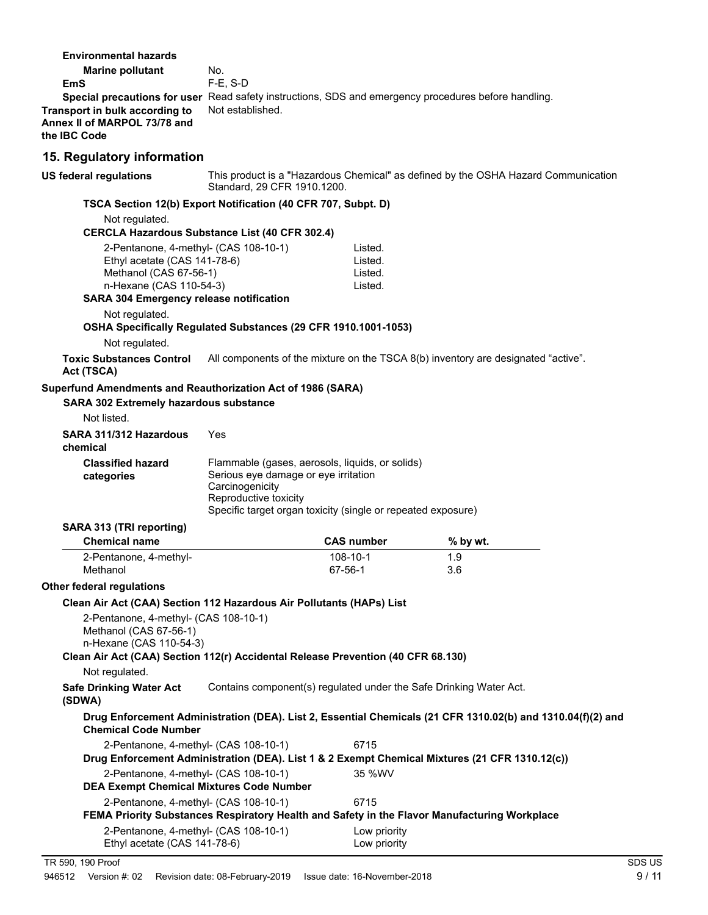**Environmental hazards**

**Marine pollutant** No.

**EmS** F-E, S-D

**Special precautions for user** Read safety instructions, SDS and emergency procedures before handling.

**Transport in bulk according to Annex II of MARPOL 73/78 and the IBC Code** Not established.

## 15. Regulatory information

**US federal regulations** This product is a "Hazardous Chemical" as defined by the OSHA Hazard Communication Standard, 29 CFR 1910.1200.

**TSCA Section 12(b) Export Notification (40 CFR 707, Subpt. D)**

Not regulated.

**CERCLA Hazardous Substance List (40 CFR 302.4)**

| | |
|---|---|
| 2-Pentanone, 4-methyl- (CAS 108-10-1) | Listed. |
| Ethyl acetate (CAS 141-78-6) | Listed. |
| Methanol (CAS 67-56-1) | Listed. |
| n-Hexane (CAS 110-54-3) | Listed. |

**SARA 304 Emergency release notification**

Not regulated.

**OSHA Specifically Regulated Substances (29 CFR 1910.1001-1053)**

Not regulated.

**Toxic Substances Control Act (TSCA)** All components of the mixture on the TSCA 8(b) inventory are designated "active".

**Superfund Amendments and Reauthorization Act of 1986 (SARA)**

**SARA 302 Extremely hazardous substance**

Not listed.

**SARA 311/312 Hazardous chemical** Yes

**Classified hazard categories**
Flammable (gases, aerosols, liquids, or solids)
Serious eye damage or eye irritation
Carcinogenicity
Reproductive toxicity
Specific target organ toxicity (single or repeated exposure)

**SARA 313 (TRI reporting)**

| Chemical name | CAS number | % by wt. |
|---|---|---|
| 2-Pentanone, 4-methyl- | 108-10-1 | 1.9 |
| Methanol | 67-56-1 | 3.6 |

**Other federal regulations**

**Clean Air Act (CAA) Section 112 Hazardous Air Pollutants (HAPs) List**

2-Pentanone, 4-methyl- (CAS 108-10-1)
Methanol (CAS 67-56-1)
n-Hexane (CAS 110-54-3)

**Clean Air Act (CAA) Section 112(r) Accidental Release Prevention (40 CFR 68.130)**

Not regulated.

**Safe Drinking Water Act (SDWA)** Contains component(s) regulated under the Safe Drinking Water Act.

**Drug Enforcement Administration (DEA). List 2, Essential Chemicals (21 CFR 1310.02(b) and 1310.04(f)(2) and Chemical Code Number**

2-Pentanone, 4-methyl- (CAS 108-10-1) 6715

**Drug Enforcement Administration (DEA). List 1 & 2 Exempt Chemical Mixtures (21 CFR 1310.12(c))**

2-Pentanone, 4-methyl- (CAS 108-10-1) 35 %WV

**DEA Exempt Chemical Mixtures Code Number**

2-Pentanone, 4-methyl- (CAS 108-10-1) 6715

**FEMA Priority Substances Respiratory Health and Safety in the Flavor Manufacturing Workplace**

| | |
|---|---|
| 2-Pentanone, 4-methyl- (CAS 108-10-1) | Low priority |
| Ethyl acetate (CAS 141-78-6) | Low priority |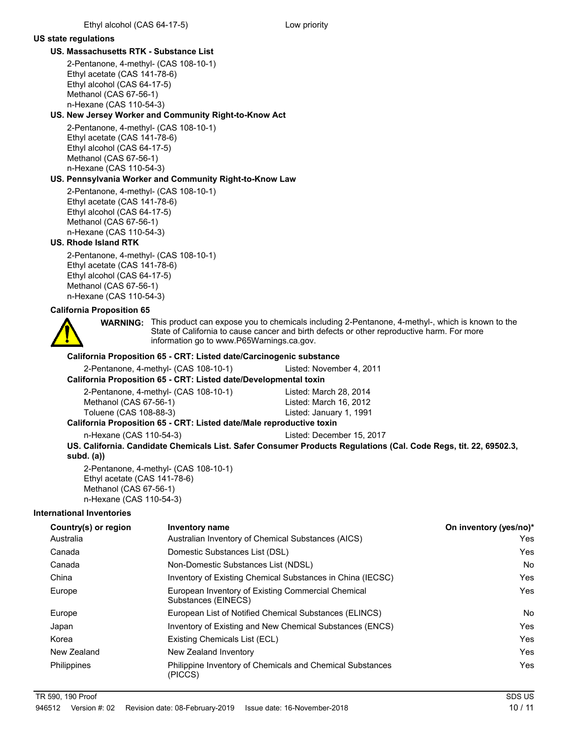| | |
|---|---|
| Ethyl alcohol (CAS 64-17-5) | Low priority |

**US state regulations**

**US. Massachusetts RTK - Substance List**

2-Pentanone, 4-methyl- (CAS 108-10-1)
Ethyl acetate (CAS 141-78-6)
Ethyl alcohol (CAS 64-17-5)
Methanol (CAS 67-56-1)
n-Hexane (CAS 110-54-3)

**US. New Jersey Worker and Community Right-to-Know Act**

2-Pentanone, 4-methyl- (CAS 108-10-1)
Ethyl acetate (CAS 141-78-6)
Ethyl alcohol (CAS 64-17-5)
Methanol (CAS 67-56-1)
n-Hexane (CAS 110-54-3)

**US. Pennsylvania Worker and Community Right-to-Know Law**

2-Pentanone, 4-methyl- (CAS 108-10-1)
Ethyl acetate (CAS 141-78-6)
Ethyl alcohol (CAS 64-17-5)
Methanol (CAS 67-56-1)
n-Hexane (CAS 110-54-3)

**US. Rhode Island RTK**

2-Pentanone, 4-methyl- (CAS 108-10-1)
Ethyl acetate (CAS 141-78-6)
Ethyl alcohol (CAS 64-17-5)
Methanol (CAS 67-56-1)
n-Hexane (CAS 110-54-3)

**California Proposition 65**

**WARNING:** This product can expose you to chemicals including 2-Pentanone, 4-methyl-, which is known to the State of California to cause cancer and birth defects or other reproductive harm. For more information go to www.P65Warnings.ca.gov.

**California Proposition 65 - CRT: Listed date/Carcinogenic substance**

| | |
|---|---|
| 2-Pentanone, 4-methyl- (CAS 108-10-1) | Listed: November 4, 2011 |

**California Proposition 65 - CRT: Listed date/Developmental toxin**

| | |
|---|---|
| 2-Pentanone, 4-methyl- (CAS 108-10-1) | Listed: March 28, 2014 |
| Methanol (CAS 67-56-1) | Listed: March 16, 2012 |
| Toluene (CAS 108-88-3) | Listed: January 1, 1991 |

**California Proposition 65 - CRT: Listed date/Male reproductive toxin**

| | |
|---|---|
| n-Hexane (CAS 110-54-3) | Listed: December 15, 2017 |

**US. California. Candidate Chemicals List. Safer Consumer Products Regulations (Cal. Code Regs, tit. 22, 69502.3, subd. (a))**

2-Pentanone, 4-methyl- (CAS 108-10-1)
Ethyl acetate (CAS 141-78-6)
Methanol (CAS 67-56-1)
n-Hexane (CAS 110-54-3)

**International Inventories**

| Country(s) or region | Inventory name | On inventory (yes/no)* |
|---|---|---|
| Australia | Australian Inventory of Chemical Substances (AICS) | Yes |
| Canada | Domestic Substances List (DSL) | Yes |
| Canada | Non-Domestic Substances List (NDSL) | No |
| China | Inventory of Existing Chemical Substances in China (IECSC) | Yes |
| Europe | European Inventory of Existing Commercial Chemical Substances (EINECS) | Yes |
| Europe | European List of Notified Chemical Substances (ELINCS) | No |
| Japan | Inventory of Existing and New Chemical Substances (ENCS) | Yes |
| Korea | Existing Chemicals List (ECL) | Yes |
| New Zealand | New Zealand Inventory | Yes |
| Philippines | Philippine Inventory of Chemicals and Chemical Substances (PICCS) | Yes |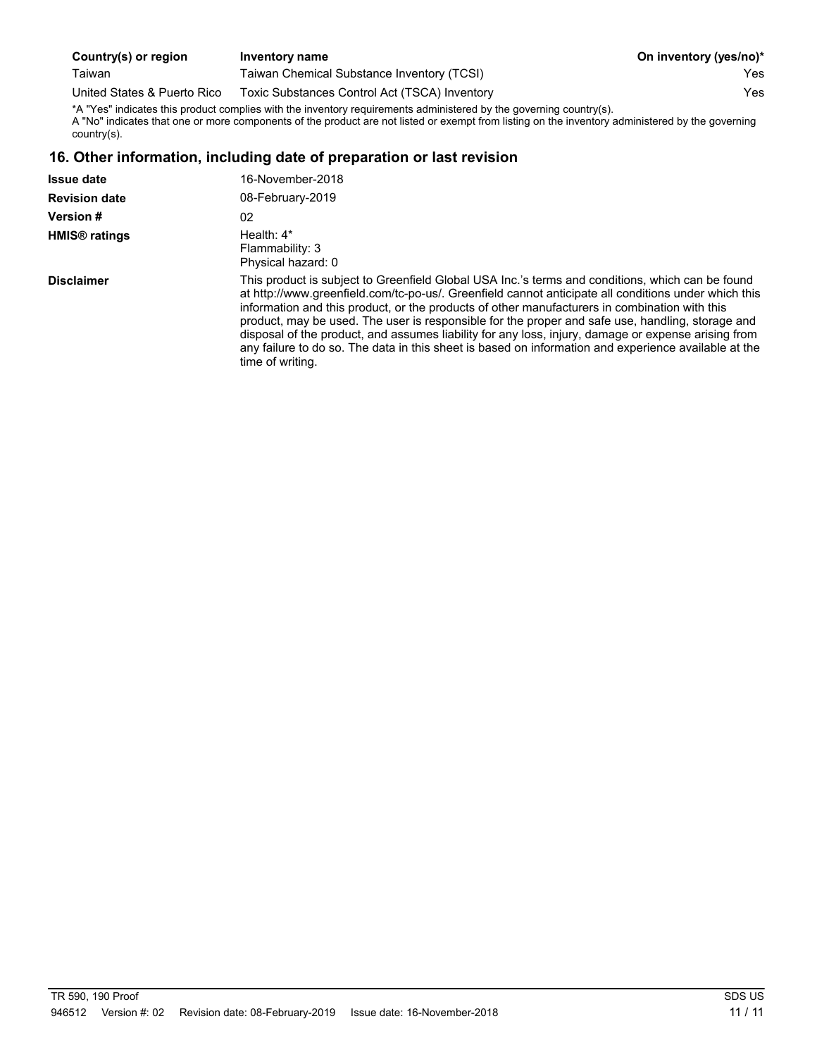| Country(s) or region | Inventory name | On inventory (yes/no)* |
| --- | --- | --- |
| Taiwan | Taiwan Chemical Substance Inventory (TCSI) | Yes |
| United States & Puerto Rico | Toxic Substances Control Act (TSCA) Inventory | Yes |

*A "Yes" indicates this product complies with the inventory requirements administered by the governing country(s).
A "No" indicates that one or more components of the product are not listed or exempt from listing on the inventory administered by the governing country(s).

## 16. Other information, including date of preparation or last revision

**Issue date** 16-November-2018

**Revision date** 08-February-2019

**Version #** 02

**HMIS® ratings** Health: 4*
Flammability: 3
Physical hazard: 0

**Disclaimer** This product is subject to Greenfield Global USA Inc.'s terms and conditions, which can be found at http://www.greenfield.com/tc-po-us/. Greenfield cannot anticipate all conditions under which this information and this product, or the products of other manufacturers in combination with this product, may be used. The user is responsible for the proper and safe use, handling, storage and disposal of the product, and assumes liability for any loss, injury, damage or expense arising from any failure to do so. The data in this sheet is based on information and experience available at the time of writing.